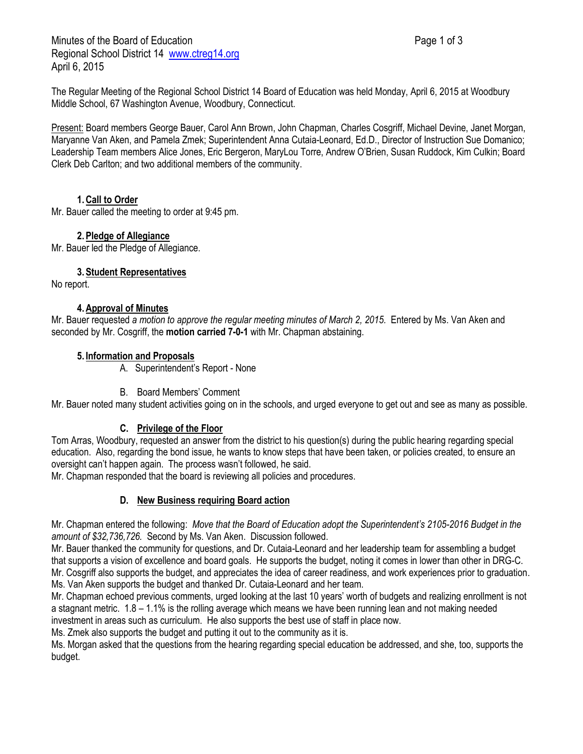Minutes of the Board of Education
Regional School District 14 www.ctreg14.org
April 6, 2015

The Regular Meeting of the Regional School District 14 Board of Education was held Monday, April 6, 2015 at Woodbury Middle School, 67 Washington Avenue, Woodbury, Connecticut.

Present: Board members George Bauer, Carol Ann Brown, John Chapman, Charles Cosgriff, Michael Devine, Janet Morgan, Maryanne Van Aken, and Pamela Zmek; Superintendent Anna Cutaia-Leonard, Ed.D., Director of Instruction Sue Domanico; Leadership Team members Alice Jones, Eric Bergeron, MaryLou Torre, Andrew O'Brien, Susan Ruddock, Kim Culkin; Board Clerk Deb Carlton; and two additional members of the community.

**1. Call to Order**

Mr. Bauer called the meeting to order at 9:45 pm.

**2. Pledge of Allegiance**

Mr. Bauer led the Pledge of Allegiance.

**3. Student Representatives**

No report.

**4. Approval of Minutes**

Mr. Bauer requested *a motion to approve the regular meeting minutes of March 2, 2015.* Entered by Ms. Van Aken and seconded by Mr. Cosgriff, the **motion carried 7-0-1** with Mr. Chapman abstaining.

**5. Information and Proposals**

A. Superintendent's Report - None

B. Board Members' Comment

Mr. Bauer noted many student activities going on in the schools, and urged everyone to get out and see as many as possible.

**C. Privilege of the Floor**

Tom Arras, Woodbury, requested an answer from the district to his question(s) during the public hearing regarding special education. Also, regarding the bond issue, he wants to know steps that have been taken, or policies created, to ensure an oversight can't happen again. The process wasn't followed, he said.

Mr. Chapman responded that the board is reviewing all policies and procedures.

**D. New Business requiring Board action**

Mr. Chapman entered the following: *Move that the Board of Education adopt the Superintendent's 2105-2016 Budget in the amount of $32,736,726.* Second by Ms. Van Aken. Discussion followed.

Mr. Bauer thanked the community for questions, and Dr. Cutaia-Leonard and her leadership team for assembling a budget that supports a vision of excellence and board goals. He supports the budget, noting it comes in lower than other in DRG-C.

Mr. Cosgriff also supports the budget, and appreciates the idea of career readiness, and work experiences prior to graduation.

Ms. Van Aken supports the budget and thanked Dr. Cutaia-Leonard and her team.

Mr. Chapman echoed previous comments, urged looking at the last 10 years' worth of budgets and realizing enrollment is not a stagnant metric. 1.8 – 1.1% is the rolling average which means we have been running lean and not making needed investment in areas such as curriculum. He also supports the best use of staff in place now.

Ms. Zmek also supports the budget and putting it out to the community as it is.

Ms. Morgan asked that the questions from the hearing regarding special education be addressed, and she, too, supports the budget.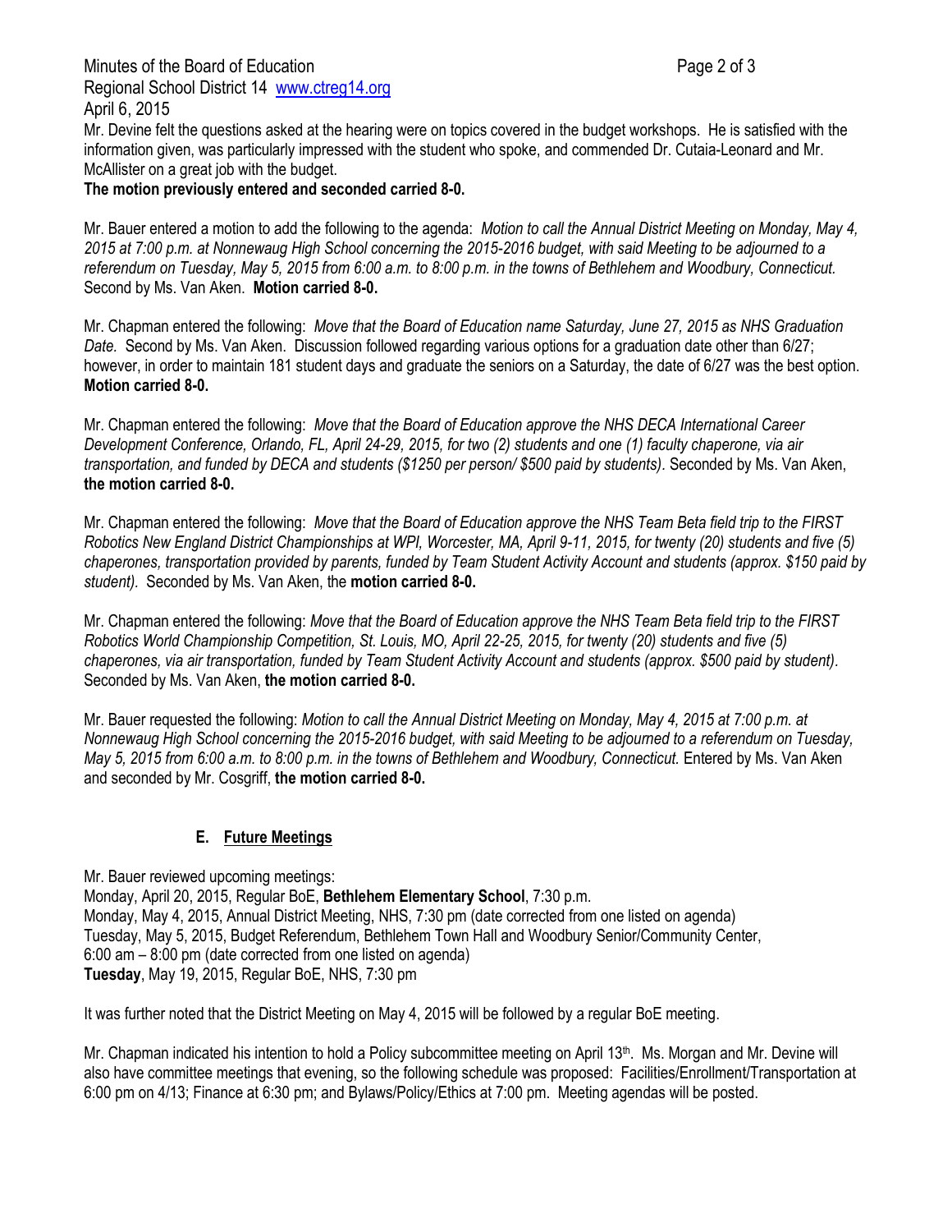Mr. Devine felt the questions asked at the hearing were on topics covered in the budget workshops. He is satisfied with the information given, was particularly impressed with the student who spoke, and commended Dr. Cutaia-Leonard and Mr. McAllister on a great job with the budget.
**The motion previously entered and seconded carried 8-0.**

Mr. Bauer entered a motion to add the following to the agenda: *Motion to call the Annual District Meeting on Monday, May 4, 2015 at 7:00 p.m. at Nonnewaug High School concerning the 2015-2016 budget, with said Meeting to be adjourned to a referendum on Tuesday, May 5, 2015 from 6:00 a.m. to 8:00 p.m. in the towns of Bethlehem and Woodbury, Connecticut.* Second by Ms. Van Aken. **Motion carried 8-0.**

Mr. Chapman entered the following: *Move that the Board of Education name Saturday, June 27, 2015 as NHS Graduation Date.* Second by Ms. Van Aken. Discussion followed regarding various options for a graduation date other than 6/27; however, in order to maintain 181 student days and graduate the seniors on a Saturday, the date of 6/27 was the best option. **Motion carried 8-0.**

Mr. Chapman entered the following: *Move that the Board of Education approve the NHS DECA International Career Development Conference, Orlando, FL, April 24-29, 2015, for two (2) students and one (1) faculty chaperone, via air transportation, and funded by DECA and students ($1250 per person/ $500 paid by students).* Seconded by Ms. Van Aken, **the motion carried 8-0.**

Mr. Chapman entered the following: *Move that the Board of Education approve the NHS Team Beta field trip to the FIRST Robotics New England District Championships at WPI, Worcester, MA, April 9-11, 2015, for twenty (20) students and five (5) chaperones, transportation provided by parents, funded by Team Student Activity Account and students (approx. $150 paid by student).* Seconded by Ms. Van Aken, the **motion carried 8-0.**

Mr. Chapman entered the following: *Move that the Board of Education approve the NHS Team Beta field trip to the FIRST Robotics World Championship Competition, St. Louis, MO, April 22-25, 2015, for twenty (20) students and five (5) chaperones, via air transportation, funded by Team Student Activity Account and students (approx. $500 paid by student).* Seconded by Ms. Van Aken, **the motion carried 8-0.**

Mr. Bauer requested the following: *Motion to call the Annual District Meeting on Monday, May 4, 2015 at 7:00 p.m. at Nonnewaug High School concerning the 2015-2016 budget, with said Meeting to be adjourned to a referendum on Tuesday, May 5, 2015 from 6:00 a.m. to 8:00 p.m. in the towns of Bethlehem and Woodbury, Connecticut.* Entered by Ms. Van Aken and seconded by Mr. Cosgriff, **the motion carried 8-0.**

### E. Future Meetings

Mr. Bauer reviewed upcoming meetings:
Monday, April 20, 2015, Regular BoE, **Bethlehem Elementary School**, 7:30 p.m.
Monday, May 4, 2015, Annual District Meeting, NHS, 7:30 pm (date corrected from one listed on agenda)
Tuesday, May 5, 2015, Budget Referendum, Bethlehem Town Hall and Woodbury Senior/Community Center, 6:00 am – 8:00 pm (date corrected from one listed on agenda)
**Tuesday**, May 19, 2015, Regular BoE, NHS, 7:30 pm

It was further noted that the District Meeting on May 4, 2015 will be followed by a regular BoE meeting.

Mr. Chapman indicated his intention to hold a Policy subcommittee meeting on April 13th. Ms. Morgan and Mr. Devine will also have committee meetings that evening, so the following schedule was proposed: Facilities/Enrollment/Transportation at 6:00 pm on 4/13; Finance at 6:30 pm; and Bylaws/Policy/Ethics at 7:00 pm. Meeting agendas will be posted.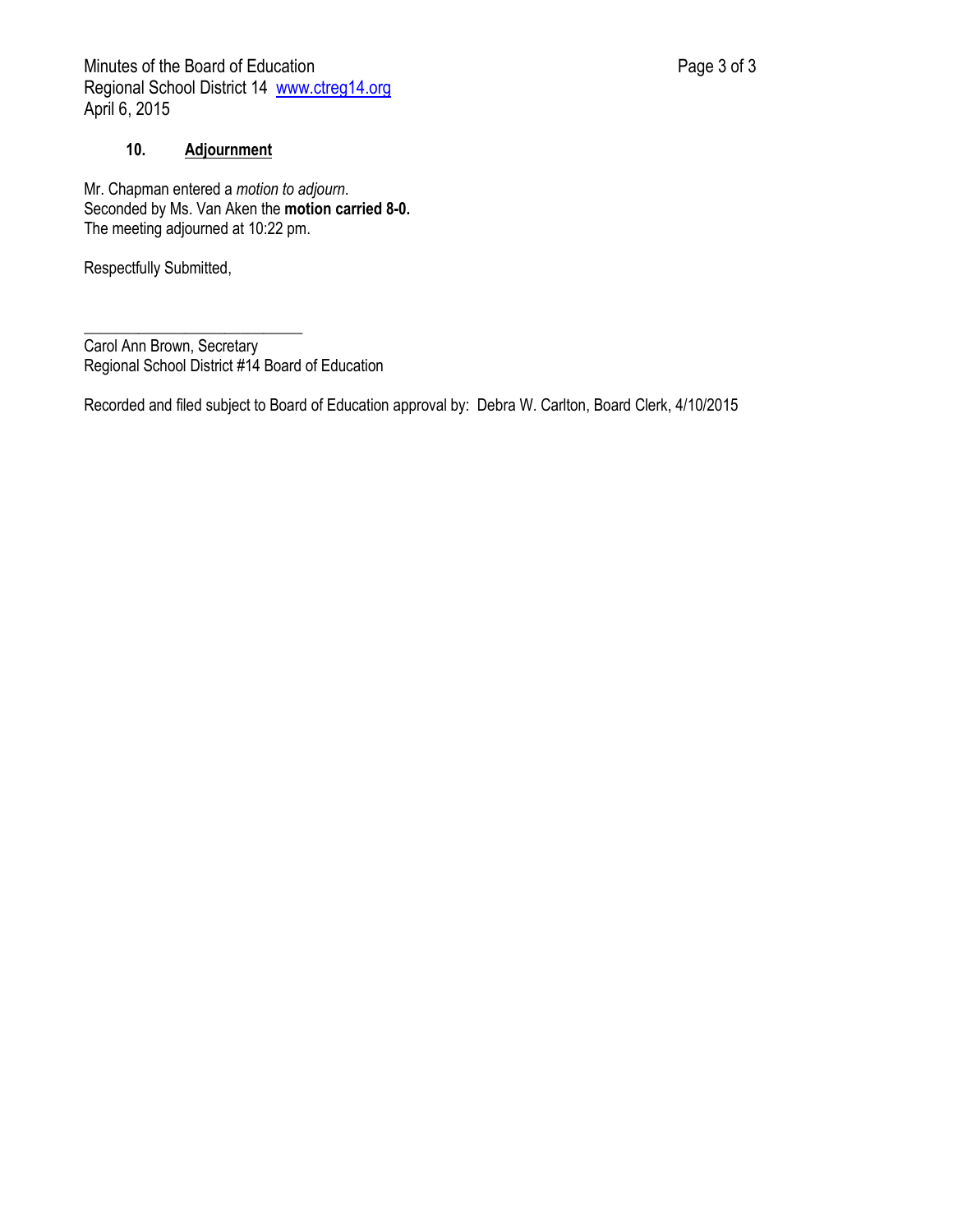### 10. Adjournment

Mr. Chapman entered a *motion to adjourn*.
Seconded by Ms. Van Aken the **motion carried 8-0.**
The meeting adjourned at 10:22 pm.

Respectfully Submitted,

\_\_\_\_\_\_\_\_\_\_\_\_\_\_\_\_\_\_\_\_\_\_\_\_\_\_\_\_

Carol Ann Brown, Secretary
Regional School District #14 Board of Education

Recorded and filed subject to Board of Education approval by: Debra W. Carlton, Board Clerk, 4/10/2015